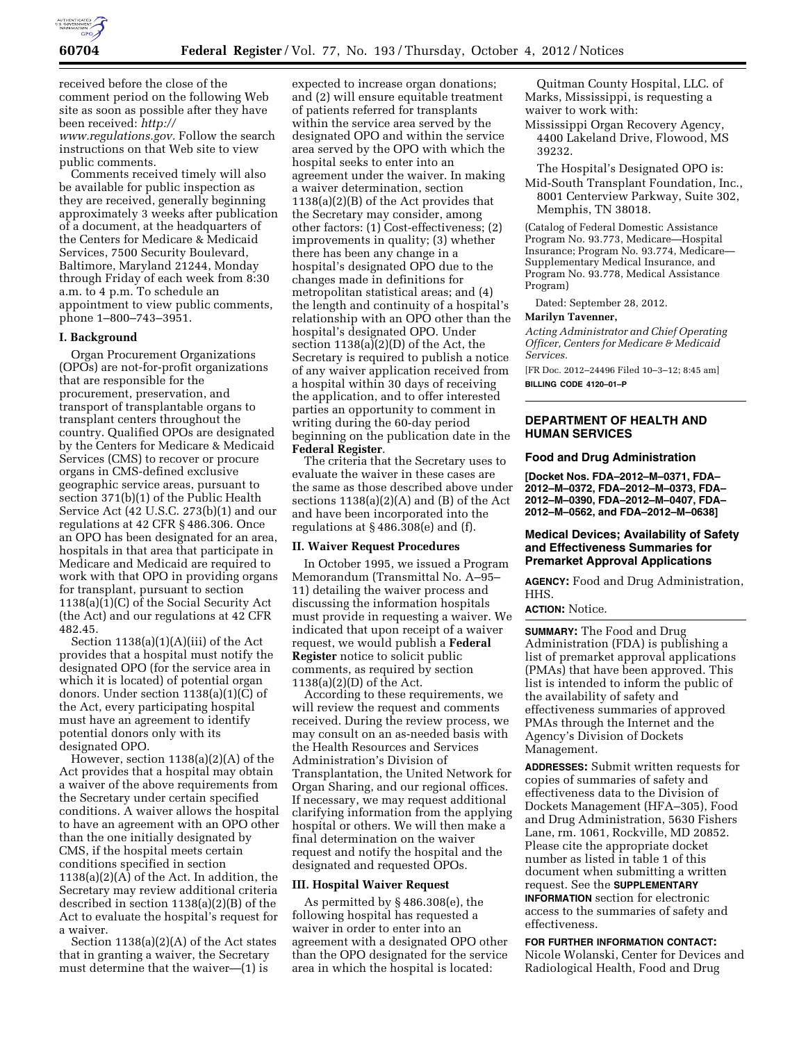received before the close of the comment period on the following Web site as soon as possible after they have been received: *http://www.regulations.gov.* Follow the search instructions on that Web site to view public comments.

Comments received timely will also be available for public inspection as they are received, generally beginning approximately 3 weeks after publication of a document, at the headquarters of the Centers for Medicare & Medicaid Services, 7500 Security Boulevard, Baltimore, Maryland 21244, Monday through Friday of each week from 8:30 a.m. to 4 p.m. To schedule an appointment to view public comments, phone 1–800–743–3951.

## I. Background

Organ Procurement Organizations (OPOs) are not-for-profit organizations that are responsible for the procurement, preservation, and transport of transplantable organs to transplant centers throughout the country. Qualified OPOs are designated by the Centers for Medicare & Medicaid Services (CMS) to recover or procure organs in CMS-defined exclusive geographic service areas, pursuant to section 371(b)(1) of the Public Health Service Act (42 U.S.C. 273(b)(1) and our regulations at 42 CFR § 486.306. Once an OPO has been designated for an area, hospitals in that area that participate in Medicare and Medicaid are required to work with that OPO in providing organs for transplant, pursuant to section 1138(a)(1)(C) of the Social Security Act (the Act) and our regulations at 42 CFR 482.45.

Section 1138(a)(1)(A)(iii) of the Act provides that a hospital must notify the designated OPO (for the service area in which it is located) of potential organ donors. Under section 1138(a)(1)(C) of the Act, every participating hospital must have an agreement to identify potential donors only with its designated OPO.

However, section 1138(a)(2)(A) of the Act provides that a hospital may obtain a waiver of the above requirements from the Secretary under certain specified conditions. A waiver allows the hospital to have an agreement with an OPO other than the one initially designated by CMS, if the hospital meets certain conditions specified in section 1138(a)(2)(A) of the Act. In addition, the Secretary may review additional criteria described in section 1138(a)(2)(B) of the Act to evaluate the hospital's request for a waiver.

Section 1138(a)(2)(A) of the Act states that in granting a waiver, the Secretary must determine that the waiver—(1) is expected to increase organ donations; and (2) will ensure equitable treatment of patients referred for transplants within the service area served by the designated OPO and within the service area served by the OPO with which the hospital seeks to enter into an agreement under the waiver. In making a waiver determination, section 1138(a)(2)(B) of the Act provides that the Secretary may consider, among other factors: (1) Cost-effectiveness; (2) improvements in quality; (3) whether there has been any change in a hospital's designated OPO due to the changes made in definitions for metropolitan statistical areas; and (4) the length and continuity of a hospital's relationship with an OPO other than the hospital's designated OPO. Under section 1138(a)(2)(D) of the Act, the Secretary is required to publish a notice of any waiver application received from a hospital within 30 days of receiving the application, and to offer interested parties an opportunity to comment in writing during the 60-day period beginning on the publication date in the **Federal Register**.

The criteria that the Secretary uses to evaluate the waiver in these cases are the same as those described above under sections 1138(a)(2)(A) and (B) of the Act and have been incorporated into the regulations at § 486.308(e) and (f).

## II. Waiver Request Procedures

In October 1995, we issued a Program Memorandum (Transmittal No. A–95–11) detailing the waiver process and discussing the information hospitals must provide in requesting a waiver. We indicated that upon receipt of a waiver request, we would publish a **Federal Register** notice to solicit public comments, as required by section 1138(a)(2)(D) of the Act.

According to these requirements, we will review the request and comments received. During the review process, we may consult on an as-needed basis with the Health Resources and Services Administration's Division of Transplantation, the United Network for Organ Sharing, and our regional offices. If necessary, we may request additional clarifying information from the applying hospital or others. We will then make a final determination on the waiver request and notify the hospital and the designated and requested OPOs.

## III. Hospital Waiver Request

As permitted by § 486.308(e), the following hospital has requested a waiver in order to enter into an agreement with a designated OPO other than the OPO designated for the service area in which the hospital is located:

Quitman County Hospital, LLC. of Marks, Mississippi, is requesting a waiver to work with:

Mississippi Organ Recovery Agency, 4400 Lakeland Drive, Flowood, MS 39232.

The Hospital's Designated OPO is:

Mid-South Transplant Foundation, Inc., 8001 Centerview Parkway, Suite 302, Memphis, TN 38018.

(Catalog of Federal Domestic Assistance Program No. 93.773, Medicare—Hospital Insurance; Program No. 93.774, Medicare—Supplementary Medical Insurance, and Program No. 93.778, Medical Assistance Program)

Dated: September 28, 2012.

**Marilyn Tavenner,**

*Acting Administrator and Chief Operating Officer, Centers for Medicare & Medicaid Services.*

[FR Doc. 2012–24496 Filed 10–3–12; 8:45 am]

**BILLING CODE 4120–01–P**

---

# DEPARTMENT OF HEALTH AND HUMAN SERVICES

## Food and Drug Administration

**[Docket Nos. FDA–2012–M–0371, FDA–2012–M–0372, FDA–2012–M–0373, FDA–2012–M–0390, FDA–2012–M–0407, FDA–2012–M–0562, and FDA–2012–M–0638]**

## Medical Devices; Availability of Safety and Effectiveness Summaries for Premarket Approval Applications

**AGENCY:** Food and Drug Administration, HHS.

**ACTION:** Notice.

**SUMMARY:** The Food and Drug Administration (FDA) is publishing a list of premarket approval applications (PMAs) that have been approved. This list is intended to inform the public of the availability of safety and effectiveness summaries of approved PMAs through the Internet and the Agency's Division of Dockets Management.

**ADDRESSES:** Submit written requests for copies of summaries of safety and effectiveness data to the Division of Dockets Management (HFA–305), Food and Drug Administration, 5630 Fishers Lane, rm. 1061, Rockville, MD 20852. Please cite the appropriate docket number as listed in table 1 of this document when submitting a written request. See the **SUPPLEMENTARY INFORMATION** section for electronic access to the summaries of safety and effectiveness.

**FOR FURTHER INFORMATION CONTACT:** Nicole Wolanski, Center for Devices and Radiological Health, Food and Drug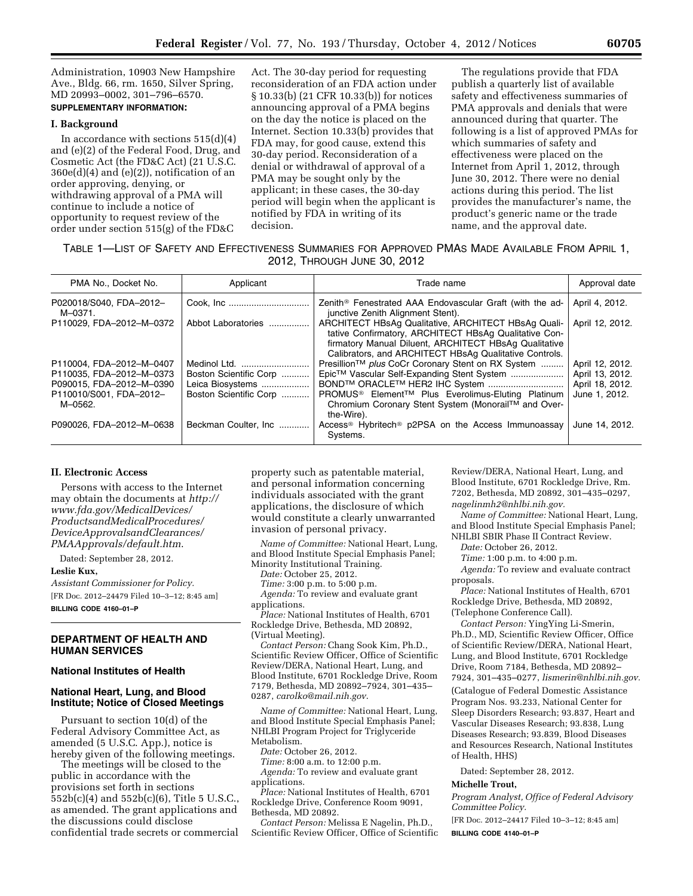Administration, 10903 New Hampshire Ave., Bldg. 66, rm. 1650, Silver Spring, MD 20993–0002, 301–796–6570.

**SUPPLEMENTARY INFORMATION:**

**I. Background**

In accordance with sections 515(d)(4) and (e)(2) of the Federal Food, Drug, and Cosmetic Act (the FD&C Act) (21 U.S.C. 360e(d)(4) and (e)(2)), notification of an order approving, denying, or withdrawing approval of a PMA will continue to include a notice of opportunity to request review of the order under section 515(g) of the FD&C Act. The 30-day period for requesting reconsideration of an FDA action under § 10.33(b) (21 CFR 10.33(b)) for notices announcing approval of a PMA begins on the day the notice is placed on the Internet. Section 10.33(b) provides that FDA may, for good cause, extend this 30-day period. Reconsideration of a denial or withdrawal of approval of a PMA may be sought only by the applicant; in these cases, the 30-day period will begin when the applicant is notified by FDA in writing of its decision.

The regulations provide that FDA publish a quarterly list of available safety and effectiveness summaries of PMA approvals and denials that were announced during that quarter. The following is a list of approved PMAs for which summaries of safety and effectiveness were placed on the Internet from April 1, 2012, through June 30, 2012. There were no denial actions during this period. The list provides the manufacturer's name, the product's generic name or the trade name, and the approval date.

TABLE 1—LIST OF SAFETY AND EFFECTIVENESS SUMMARIES FOR APPROVED PMAS MADE AVAILABLE FROM APRIL 1, 2012, THROUGH JUNE 30, 2012

| PMA No., Docket No. | Applicant | Trade name | Approval date |
|---|---|---|---|
| P020018/S040, FDA–2012–M–0371. | Cook, Inc | Zenith® Fenestrated AAA Endovascular Graft (with the adjunctive Zenith Alignment Stent). | April 4, 2012. |
| P110029, FDA–2012–M–0372 | Abbot Laboratories | ARCHITECT HBsAg Qualitative, ARCHITECT HBsAg Qualitative Confirmatory, ARCHITECT HBsAg Qualitative Confirmatory Manual Diluent, ARCHITECT HBsAg Qualitative Calibrators, and ARCHITECT HBsAg Qualitative Controls. | April 12, 2012. |
| P110004, FDA–2012–M–0407 | Medinol Ltd. | Presillion™ *plus* CoCr Coronary Stent on RX System | April 12, 2012. |
| P110035, FDA–2012–M–0373 | Boston Scientific Corp | Epic™ Vascular Self-Expanding Stent System | April 13, 2012. |
| P090015, FDA–2012–M–0390 | Leica Biosystems | BOND™ ORACLE™ HER2 IHC System | April 18, 2012. |
| P110010/S001, FDA–2012–M–0562. | Boston Scientific Corp | PROMUS® Element™ Plus Everolimus-Eluting Platinum Chromium Coronary Stent System (Monorail™ and Over-the-Wire). | June 1, 2012. |
| P090026, FDA–2012–M–0638 | Beckman Coulter, Inc | Access® Hybritech® p2PSA on the Access Immunoassay Systems. | June 14, 2012. |

**II. Electronic Access**

Persons with access to the Internet may obtain the documents at *http://www.fda.gov/MedicalDevices/ProductsandMedicalProcedures/DeviceApprovalsandClearances/PMAApprovals/default.htm*.

Dated: September 28, 2012.

**Leslie Kux,**

*Assistant Commissioner for Policy.*

[FR Doc. 2012–24479 Filed 10–3–12; 8:45 am]

**BILLING CODE 4160–01–P**

## DEPARTMENT OF HEALTH AND HUMAN SERVICES

### National Institutes of Health

### National Heart, Lung, and Blood Institute; Notice of Closed Meetings

Pursuant to section 10(d) of the Federal Advisory Committee Act, as amended (5 U.S.C. App.), notice is hereby given of the following meetings.

The meetings will be closed to the public in accordance with the provisions set forth in sections 552b(c)(4) and 552b(c)(6), Title 5 U.S.C., as amended. The grant applications and the discussions could disclose confidential trade secrets or commercial property such as patentable material, and personal information concerning individuals associated with the grant applications, the disclosure of which would constitute a clearly unwarranted invasion of personal privacy.

*Name of Committee:* National Heart, Lung, and Blood Institute Special Emphasis Panel; Minority Institutional Training.

*Date:* October 25, 2012.

*Time:* 3:00 p.m. to 5:00 p.m.

*Agenda:* To review and evaluate grant applications.

*Place:* National Institutes of Health, 6701 Rockledge Drive, Bethesda, MD 20892, (Virtual Meeting).

*Contact Person:* Chang Sook Kim, Ph.D., Scientific Review Officer, Office of Scientific Review/DERA, National Heart, Lung, and Blood Institute, 6701 Rockledge Drive, Room 7179, Bethesda, MD 20892–7924, 301–435–0287, *carolko@mail.nih.gov*.

*Name of Committee:* National Heart, Lung, and Blood Institute Special Emphasis Panel; NHLBI Program Project for Triglyceride Metabolism.

*Date:* October 26, 2012.

*Time:* 8:00 a.m. to 12:00 p.m.

*Agenda:* To review and evaluate grant applications.

*Place:* National Institutes of Health, 6701 Rockledge Drive, Conference Room 9091, Bethesda, MD 20892.

*Contact Person:* Melissa E Nagelin, Ph.D., Scientific Review Officer, Office of Scientific Review/DERA, National Heart, Lung, and Blood Institute, 6701 Rockledge Drive, Rm. 7202, Bethesda, MD 20892, 301–435–0297, *nagelinmh2@nhlbi.nih.gov*.

*Name of Committee:* National Heart, Lung, and Blood Institute Special Emphasis Panel; NHLBI SBIR Phase II Contract Review.

*Date:* October 26, 2012.

*Time:* 1:00 p.m. to 4:00 p.m.

*Agenda:* To review and evaluate contract proposals.

*Place:* National Institutes of Health, 6701 Rockledge Drive, Bethesda, MD 20892, (Telephone Conference Call).

*Contact Person:* YingYing Li-Smerin, Ph.D., MD, Scientific Review Officer, Office of Scientific Review/DERA, National Heart, Lung, and Blood Institute, 6701 Rockledge Drive, Room 7184, Bethesda, MD 20892–7924, 301–435–0277, *lismerin@nhlbi.nih.gov*.

(Catalogue of Federal Domestic Assistance Program Nos. 93.233, National Center for Sleep Disorders Research; 93.837, Heart and Vascular Diseases Research; 93.838, Lung Diseases Research; 93.839, Blood Diseases and Resources Research, National Institutes of Health, HHS)

Dated: September 28, 2012.

**Michelle Trout,**

*Program Analyst, Office of Federal Advisory Committee Policy.*

[FR Doc. 2012–24417 Filed 10–3–12; 8:45 am]

**BILLING CODE 4140–01–P**